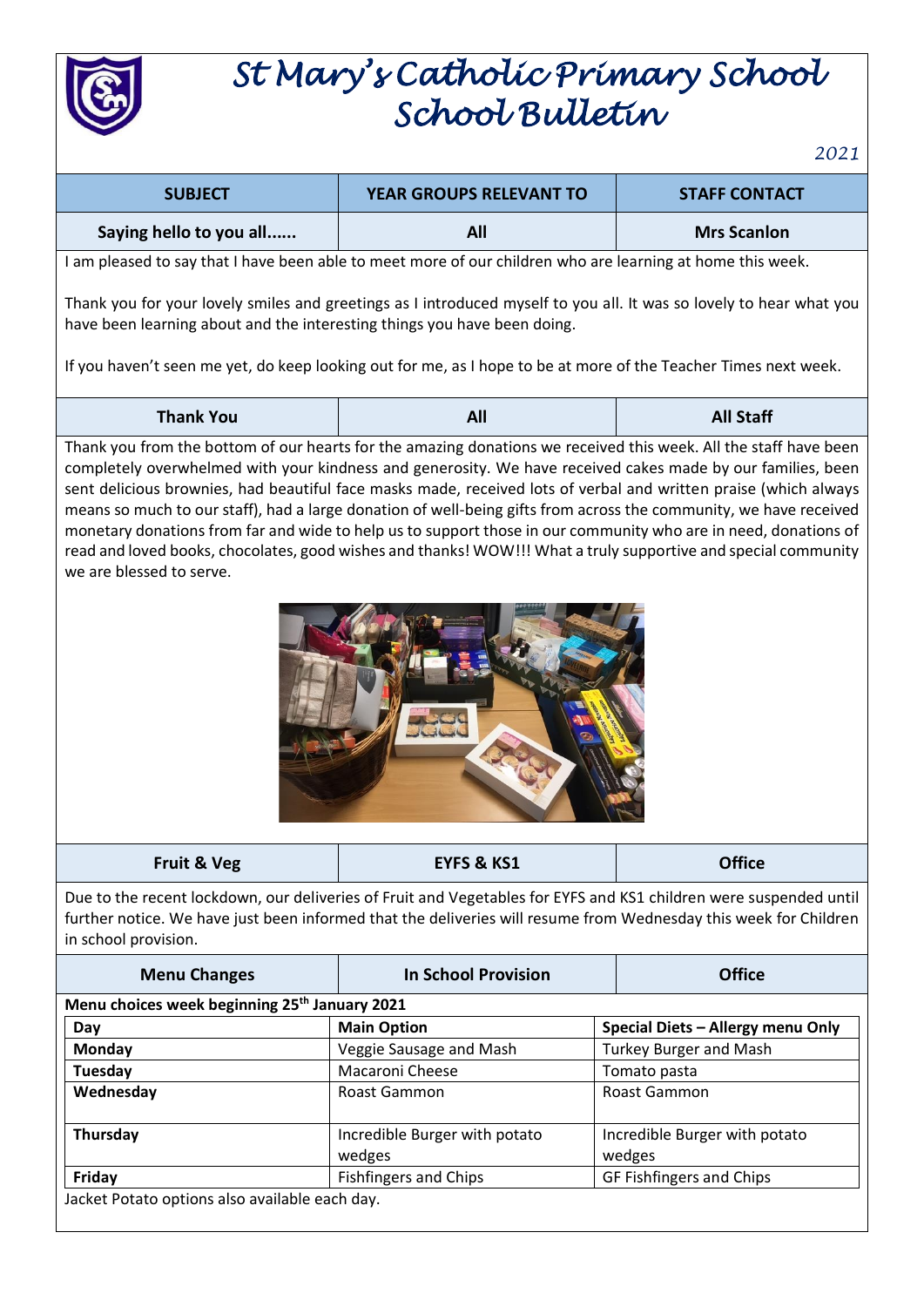# St Mary's Catholic Primary School
# School Bulletin

*2021*

| SUBJECT | YEAR GROUPS RELEVANT TO | STAFF CONTACT |
|---|---|---|
| **Saying hello to you all......** | **All** | **Mrs Scanlon** |

I am pleased to say that I have been able to meet more of our children who are learning at home this week.

Thank you for your lovely smiles and greetings as I introduced myself to you all. It was so lovely to hear what you have been learning about and the interesting things you have been doing.

If you haven't seen me yet, do keep looking out for me, as I hope to be at more of the Teacher Times next week.

| **Thank You** | **All** | **All Staff** |
|---|---|---|

Thank you from the bottom of our hearts for the amazing donations we received this week. All the staff have been completely overwhelmed with your kindness and generosity. We have received cakes made by our families, been sent delicious brownies, had beautiful face masks made, received lots of verbal and written praise (which always means so much to our staff), had a large donation of well-being gifts from across the community, we have received monetary donations from far and wide to help us to support those in our community who are in need, donations of read and loved books, chocolates, good wishes and thanks! WOW!!! What a truly supportive and special community we are blessed to serve.

| **Fruit & Veg** | **EYFS & KS1** | **Office** |
|---|---|---|

Due to the recent lockdown, our deliveries of Fruit and Vegetables for EYFS and KS1 children were suspended until further notice. We have just been informed that the deliveries will resume from Wednesday this week for Children in school provision.

| **Menu Changes** | **In School Provision** | **Office** |
|---|---|---|

**Menu choices week beginning 25th January 2021**

| **Day** | **Main Option** | **Special Diets – Allergy menu Only** |
|---|---|---|
| **Monday** | Veggie Sausage and Mash | Turkey Burger and Mash |
| **Tuesday** | Macaroni Cheese | Tomato pasta |
| **Wednesday** | Roast Gammon | Roast Gammon |
| **Thursday** | Incredible Burger with potato wedges | Incredible Burger with potato wedges |
| **Friday** | Fishfingers and Chips | GF Fishfingers and Chips |

Jacket Potato options also available each day.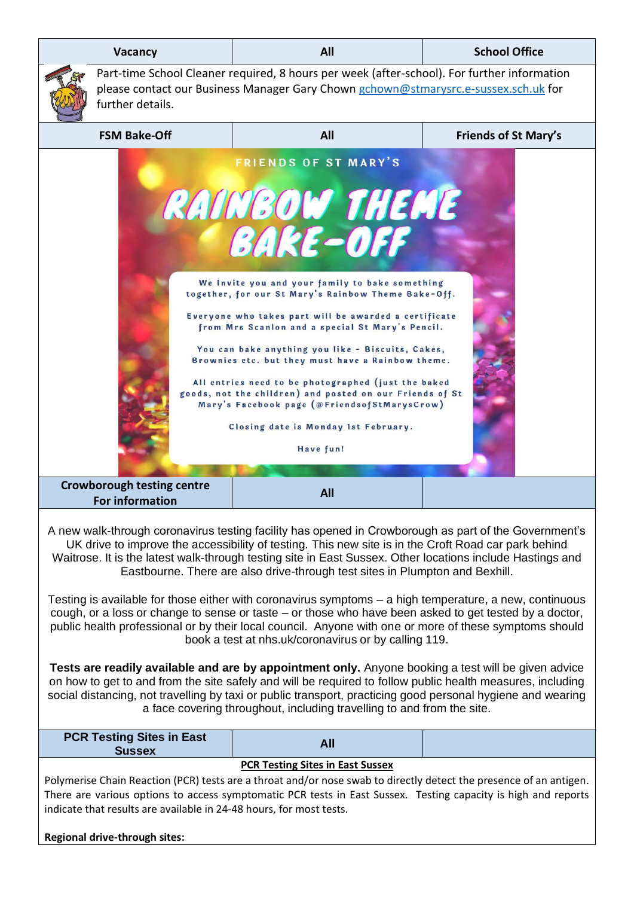| Vacancy | All | School Office |
|---|---|---|

Part-time School Cleaner required, 8 hours per week (after-school). For further information please contact our Business Manager Gary Chown gchown@stmarysrc.e-sussex.sch.uk for further details.

| FSM Bake-Off | All | Friends of St Mary's |
|---|---|---|

FRIENDS OF ST MARY'S

RAINBOW THEME BAKE-OFF

We Invite you and your family to bake something together, for our St Mary's Rainbow Theme Bake-Off.

Everyone who takes part will be awarded a certificate from Mrs Scanlon and a special St Mary's Pencil.

You can bake anything you like - Biscuits, Cakes, Brownies etc. but they must have a Rainbow theme.

All entries need to be photographed (just the baked goods, not the children) and posted on our Friends of St Mary's Facebook page (@FriendsofStMarysCrow)

Closing date is Monday 1st February.

Have fun!

| Crowborough testing centre For information | All | |
|---|---|---|

A new walk-through coronavirus testing facility has opened in Crowborough as part of the Government's UK drive to improve the accessibility of testing. This new site is in the Croft Road car park behind Waitrose. It is the latest walk-through testing site in East Sussex. Other locations include Hastings and Eastbourne. There are also drive-through test sites in Plumpton and Bexhill.

Testing is available for those either with coronavirus symptoms – a high temperature, a new, continuous cough, or a loss or change to sense or taste – or those who have been asked to get tested by a doctor, public health professional or by their local council. Anyone with one or more of these symptoms should book a test at nhs.uk/coronavirus or by calling 119.

**Tests are readily available and are by appointment only.** Anyone booking a test will be given advice on how to get to and from the site safely and will be required to follow public health measures, including social distancing, not travelling by taxi or public transport, practicing good personal hygiene and wearing a face covering throughout, including travelling to and from the site.

| PCR Testing Sites in East Sussex | All | |
|---|---|---|

**PCR Testing Sites in East Sussex**

Polymerise Chain Reaction (PCR) tests are a throat and/or nose swab to directly detect the presence of an antigen. There are various options to access symptomatic PCR tests in East Sussex. Testing capacity is high and reports indicate that results are available in 24-48 hours, for most tests.

**Regional drive-through sites:**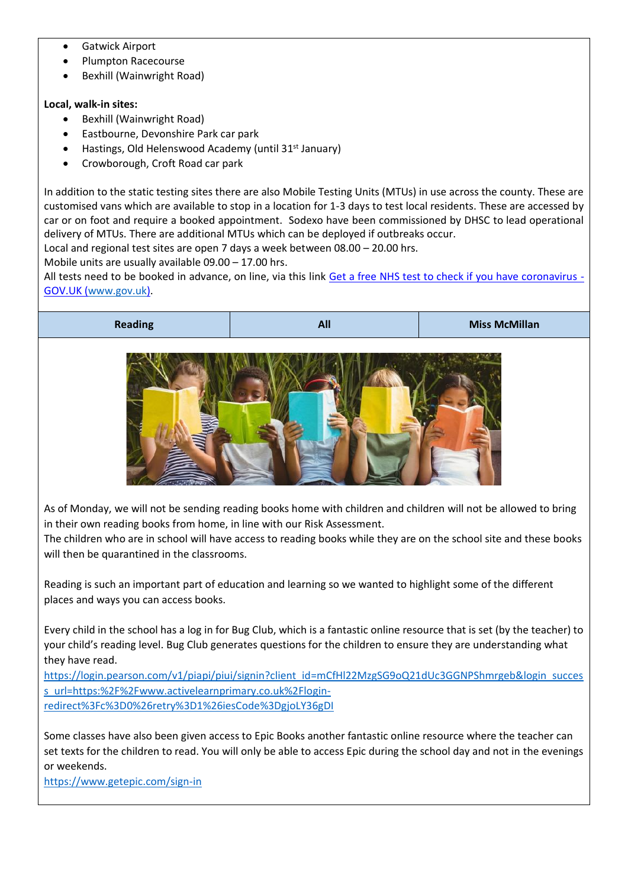- Gatwick Airport
- Plumpton Racecourse
- Bexhill (Wainwright Road)

**Local, walk-in sites:**

- Bexhill (Wainwright Road)
- Eastbourne, Devonshire Park car park
- Hastings, Old Helenswood Academy (until 31st January)
- Crowborough, Croft Road car park

In addition to the static testing sites there are also Mobile Testing Units (MTUs) in use across the county. These are customised vans which are available to stop in a location for 1-3 days to test local residents. These are accessed by car or on foot and require a booked appointment. Sodexo have been commissioned by DHSC to lead operational delivery of MTUs. There are additional MTUs which can be deployed if outbreaks occur.
Local and regional test sites are open 7 days a week between 08.00 – 20.00 hrs.
Mobile units are usually available 09.00 – 17.00 hrs.
All tests need to be booked in advance, on line, via this link [Get a free NHS test to check if you have coronavirus - GOV.UK (www.gov.uk)](www.gov.uk).

| Reading | All | Miss McMillan |
|---|---|---|

As of Monday, we will not be sending reading books home with children and children will not be allowed to bring in their own reading books from home, in line with our Risk Assessment.
The children who are in school will have access to reading books while they are on the school site and these books will then be quarantined in the classrooms.

Reading is such an important part of education and learning so we wanted to highlight some of the different places and ways you can access books.

Every child in the school has a log in for Bug Club, which is a fantastic online resource that is set (by the teacher) to your child's reading level. Bug Club generates questions for the children to ensure they are understanding what they have read.
https://login.pearson.com/v1/piapi/piui/signin?client_id=mCfHl22MzgSG9oQ21dUc3GGNPShmrgeb&login_success_url=https:%2F%2Fwww.activelearnprimary.co.uk%2Flogin-redirect%3Fc%3D0%26retry%3D1%26iesCode%3DgjoLY36gDI

Some classes have also been given access to Epic Books another fantastic online resource where the teacher can set texts for the children to read. You will only be able to access Epic during the school day and not in the evenings or weekends.
https://www.getepic.com/sign-in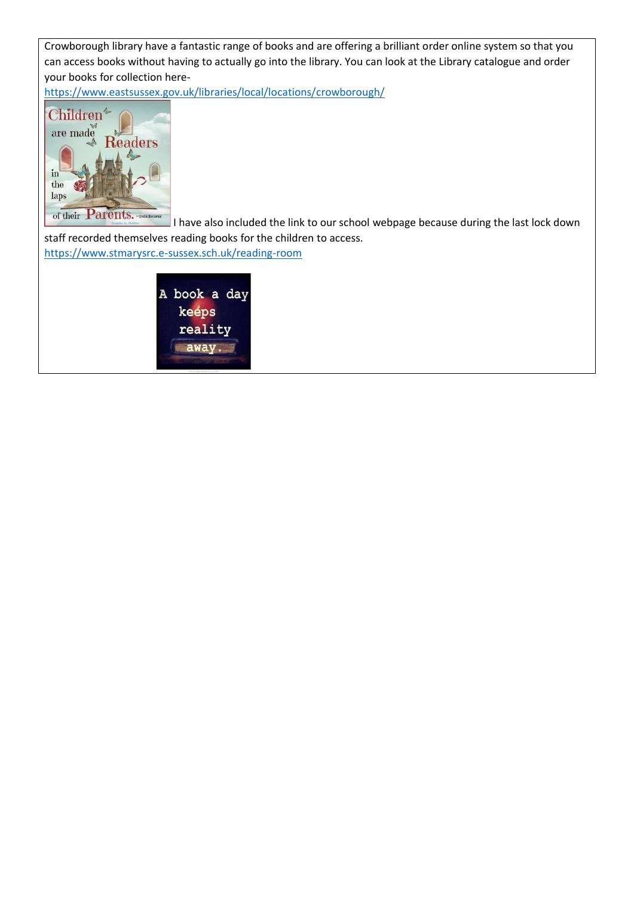Crowborough library have a fantastic range of books and are offering a brilliant order online system so that you can access books without having to actually go into the library. You can look at the Library catalogue and order your books for collection here-

https://www.eastsussex.gov.uk/libraries/local/locations/crowborough/

I have also included the link to our school webpage because during the last lock down staff recorded themselves reading books for the children to access.

https://www.stmarysrc.e-sussex.sch.uk/reading-room